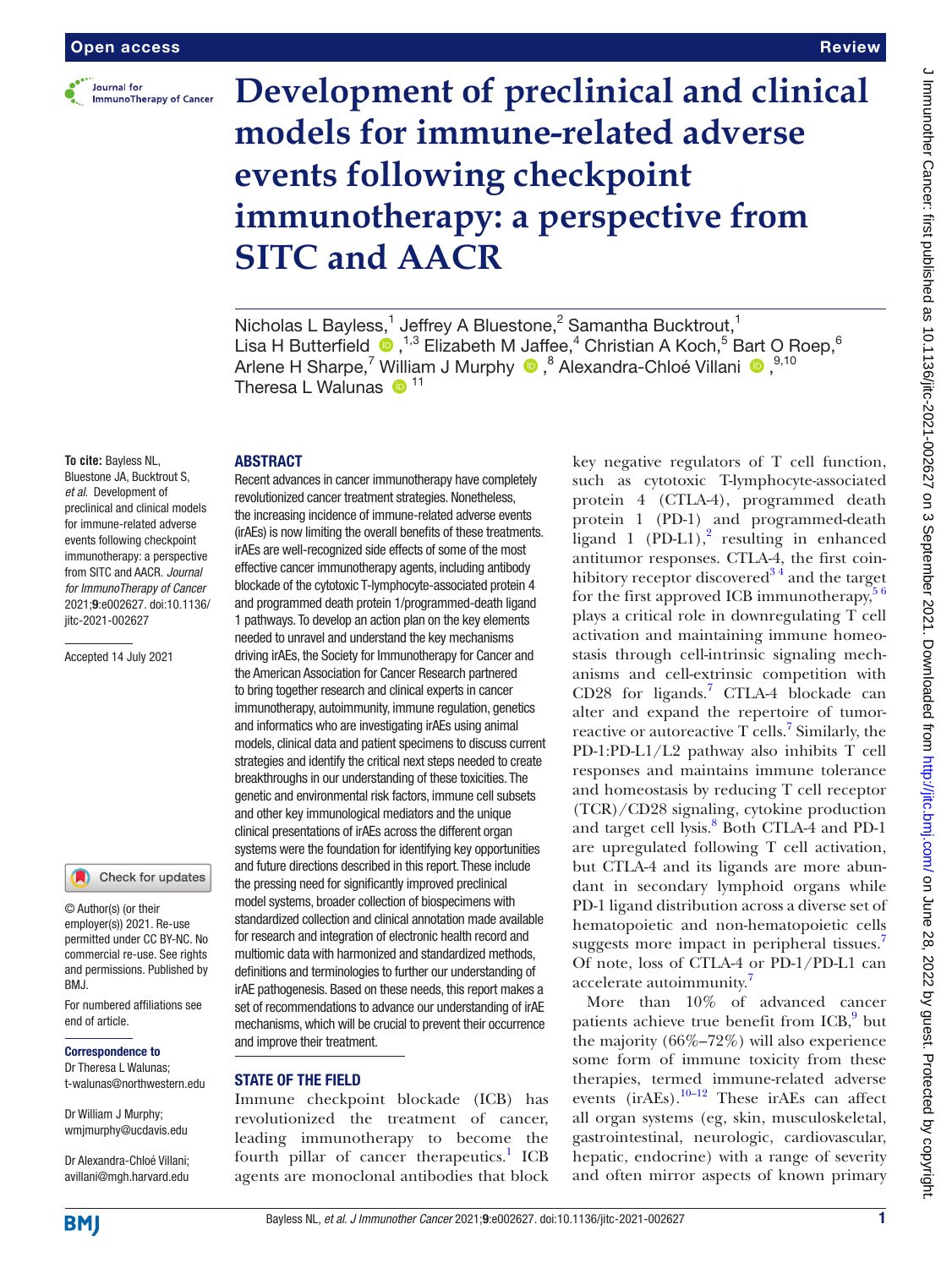# Development of preclinical and clinical models for immune-related adverse events following checkpoint immunotherapy: a perspective from SITC and AACR

Nicholas L Bayless,[1] Jeffrey A Bluestone,[2] Samantha Bucktrout,[1] Lisa H Butterfield ,[1,3] Elizabeth M Jaffee,[4] Christian A Koch,[5] Bart O Roep,[6] Arlene H Sharpe,[7] William J Murphy ,[8] Alexandra-Chloé Villani ,[9,10] Theresa L Walunas [11]

**To cite:** Bayless NL, Bluestone JA, Bucktrout S, *et al*. Development of preclinical and clinical models for immune-related adverse events following checkpoint immunotherapy: a perspective from SITC and AACR. *Journal for ImmunoTherapy of Cancer* 2021;**9**:e002627. doi:10.1136/jitc-2021-002627

Accepted 14 July 2021

© Author(s) (or their employer(s)) 2021. Re-use permitted under CC BY-NC. No commercial re-use. See rights and permissions. Published by BMJ.

For numbered affiliations see end of article.

**Correspondence to**

Dr Theresa L Walunas; t-walunas@northwestern.edu

Dr William J Murphy; wmjmurphy@ucdavis.edu

Dr Alexandra-Chloé Villani; avillani@mgh.harvard.edu

## ABSTRACT

Recent advances in cancer immunotherapy have completely revolutionized cancer treatment strategies. Nonetheless, the increasing incidence of immune-related adverse events (irAEs) is now limiting the overall benefits of these treatments. irAEs are well-recognized side effects of some of the most effective cancer immunotherapy agents, including antibody blockade of the cytotoxic T-lymphocyte-associated protein 4 and programmed death protein 1/programmed-death ligand 1 pathways. To develop an action plan on the key elements needed to unravel and understand the key mechanisms driving irAEs, the Society for Immunotherapy for Cancer and the American Association for Cancer Research partnered to bring together research and clinical experts in cancer immunotherapy, autoimmunity, immune regulation, genetics and informatics who are investigating irAEs using animal models, clinical data and patient specimens to discuss current strategies and identify the critical next steps needed to create breakthroughs in our understanding of these toxicities. The genetic and environmental risk factors, immune cell subsets and other key immunological mediators and the unique clinical presentations of irAEs across the different organ systems were the foundation for identifying key opportunities and future directions described in this report. These include the pressing need for significantly improved preclinical model systems, broader collection of biospecimens with standardized collection and clinical annotation made available for research and integration of electronic health record and multiomic data with harmonized and standardized methods, definitions and terminologies to further our understanding of irAE pathogenesis. Based on these needs, this report makes a set of recommendations to advance our understanding of irAE mechanisms, which will be crucial to prevent their occurrence and improve their treatment.

## STATE OF THE FIELD

Immune checkpoint blockade (ICB) has revolutionized the treatment of cancer, leading immunotherapy to become the fourth pillar of cancer therapeutics.[1] ICB agents are monoclonal antibodies that block key negative regulators of T cell function, such as cytotoxic T-lymphocyte-associated protein 4 (CTLA-4), programmed death protein 1 (PD-1) and programmed-death ligand 1 (PD-L1),[2] resulting in enhanced antitumor responses. CTLA-4, the first coinhibitory receptor discovered[3 4] and the target for the first approved ICB immunotherapy,[5 6] plays a critical role in downregulating T cell activation and maintaining immune homeostasis through cell-intrinsic signaling mechanisms and cell-extrinsic competition with CD28 for ligands.[7] CTLA-4 blockade can alter and expand the repertoire of tumor-reactive or autoreactive T cells.[7] Similarly, the PD-1:PD-L1/L2 pathway also inhibits T cell responses and maintains immune tolerance and homeostasis by reducing T cell receptor (TCR)/CD28 signaling, cytokine production and target cell lysis.[8] Both CTLA-4 and PD-1 are upregulated following T cell activation, but CTLA-4 and its ligands are more abundant in secondary lymphoid organs while PD-1 ligand distribution across a diverse set of hematopoietic and non-hematopoietic cells suggests more impact in peripheral tissues.[7] Of note, loss of CTLA-4 or PD-1/PD-L1 can accelerate autoimmunity.[7]

More than 10% of advanced cancer patients achieve true benefit from ICB,[9] but the majority (66%–72%) will also experience some form of immune toxicity from these therapies, termed immune-related adverse events (irAEs).[10–12] These irAEs can affect all organ systems (eg, skin, musculoskeletal, gastrointestinal, neurologic, cardiovascular, hepatic, endocrine) with a range of severity and often mirror aspects of known primary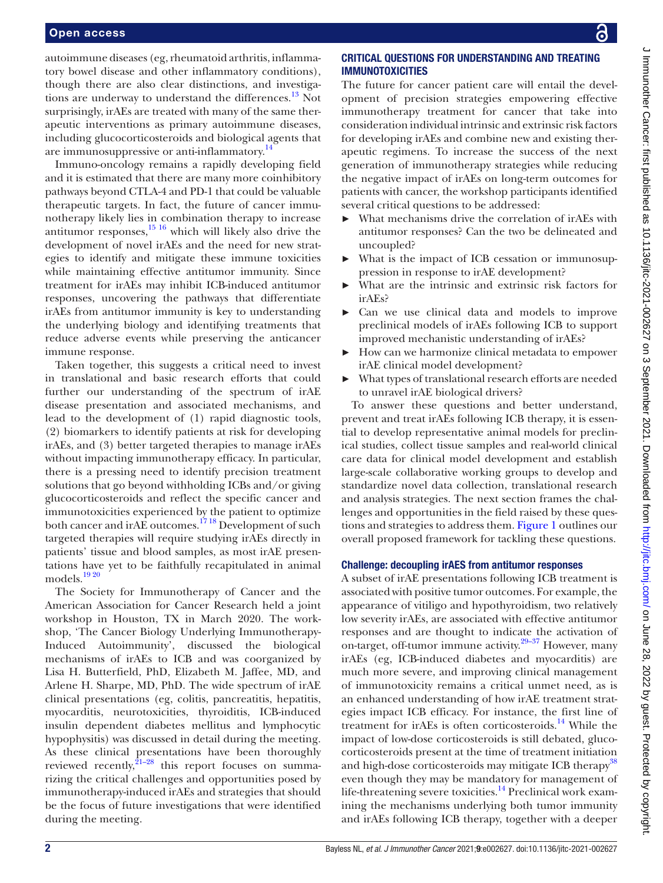autoimmune diseases (eg, rheumatoid arthritis, inflammatory bowel disease and other inflammatory conditions), though there are also clear distinctions, and investigations are underway to understand the differences.[13] Not surprisingly, irAEs are treated with many of the same therapeutic interventions as primary autoimmune diseases, including glucocorticosteroids and biological agents that are immunosuppressive or anti-inflammatory.[14]

Immuno-oncology remains a rapidly developing field and it is estimated that there are many more coinhibitory pathways beyond CTLA-4 and PD-1 that could be valuable therapeutic targets. In fact, the future of cancer immunotherapy likely lies in combination therapy to increase antitumor responses,[15 16] which will likely also drive the development of novel irAEs and the need for new strategies to identify and mitigate these immune toxicities while maintaining effective antitumor immunity. Since treatment for irAEs may inhibit ICB-induced antitumor responses, uncovering the pathways that differentiate irAEs from antitumor immunity is key to understanding the underlying biology and identifying treatments that reduce adverse events while preserving the anticancer immune response.

Taken together, this suggests a critical need to invest in translational and basic research efforts that could further our understanding of the spectrum of irAE disease presentation and associated mechanisms, and lead to the development of (1) rapid diagnostic tools, (2) biomarkers to identify patients at risk for developing irAEs, and (3) better targeted therapies to manage irAEs without impacting immunotherapy efficacy. In particular, there is a pressing need to identify precision treatment solutions that go beyond withholding ICBs and/or giving glucocorticosteroids and reflect the specific cancer and immunotoxicities experienced by the patient to optimize both cancer and irAE outcomes.[17 18] Development of such targeted therapies will require studying irAEs directly in patients' tissue and blood samples, as most irAE presentations have yet to be faithfully recapitulated in animal models.[19 20]

The Society for Immunotherapy of Cancer and the American Association for Cancer Research held a joint workshop in Houston, TX in March 2020. The workshop, 'The Cancer Biology Underlying Immunotherapy-Induced Autoimmunity', discussed the biological mechanisms of irAEs to ICB and was coorganized by Lisa H. Butterfield, PhD, Elizabeth M. Jaffee, MD, and Arlene H. Sharpe, MD, PhD. The wide spectrum of irAE clinical presentations (eg, colitis, pancreatitis, hepatitis, myocarditis, neurotoxicities, thyroiditis, ICB-induced insulin dependent diabetes mellitus and lymphocytic hypophysitis) was discussed in detail during the meeting. As these clinical presentations have been thoroughly reviewed recently,[21–28] this report focuses on summarizing the critical challenges and opportunities posed by immunotherapy-induced irAEs and strategies that should be the focus of future investigations that were identified during the meeting.

## CRITICAL QUESTIONS FOR UNDERSTANDING AND TREATING IMMUNOTOXICITIES

The future for cancer patient care will entail the development of precision strategies empowering effective immunotherapy treatment for cancer that take into consideration individual intrinsic and extrinsic risk factors for developing irAEs and combine new and existing therapeutic regimens. To increase the success of the next generation of immunotherapy strategies while reducing the negative impact of irAEs on long-term outcomes for patients with cancer, the workshop participants identified several critical questions to be addressed:

- What mechanisms drive the correlation of irAEs with antitumor responses? Can the two be delineated and uncoupled?
- What is the impact of ICB cessation or immunosuppression in response to irAE development?
- What are the intrinsic and extrinsic risk factors for irAEs?
- Can we use clinical data and models to improve preclinical models of irAEs following ICB to support improved mechanistic understanding of irAEs?
- How can we harmonize clinical metadata to empower irAE clinical model development?
- What types of translational research efforts are needed to unravel irAE biological drivers?

To answer these questions and better understand, prevent and treat irAEs following ICB therapy, it is essential to develop representative animal models for preclinical studies, collect tissue samples and real-world clinical care data for clinical model development and establish large-scale collaborative working groups to develop and standardize novel data collection, translational research and analysis strategies. The next section frames the challenges and opportunities in the field raised by these questions and strategies to address them. Figure 1 outlines our overall proposed framework for tackling these questions.

### Challenge: decoupling irAES from antitumor responses

A subset of irAE presentations following ICB treatment is associated with positive tumor outcomes. For example, the appearance of vitiligo and hypothyroidism, two relatively low severity irAEs, are associated with effective antitumor responses and are thought to indicate the activation of on-target, off-tumor immune activity.[29–37] However, many irAEs (eg, ICB-induced diabetes and myocarditis) are much more severe, and improving clinical management of immunotoxicity remains a critical unmet need, as is an enhanced understanding of how irAE treatment strategies impact ICB efficacy. For instance, the first line of treatment for irAEs is often corticosteroids.[14] While the impact of low-dose corticosteroids is still debated, glucocorticosteroids present at the time of treatment initiation and high-dose corticosteroids may mitigate ICB therapy[38] even though they may be mandatory for management of life-threatening severe toxicities.[14] Preclinical work examining the mechanisms underlying both tumor immunity and irAEs following ICB therapy, together with a deeper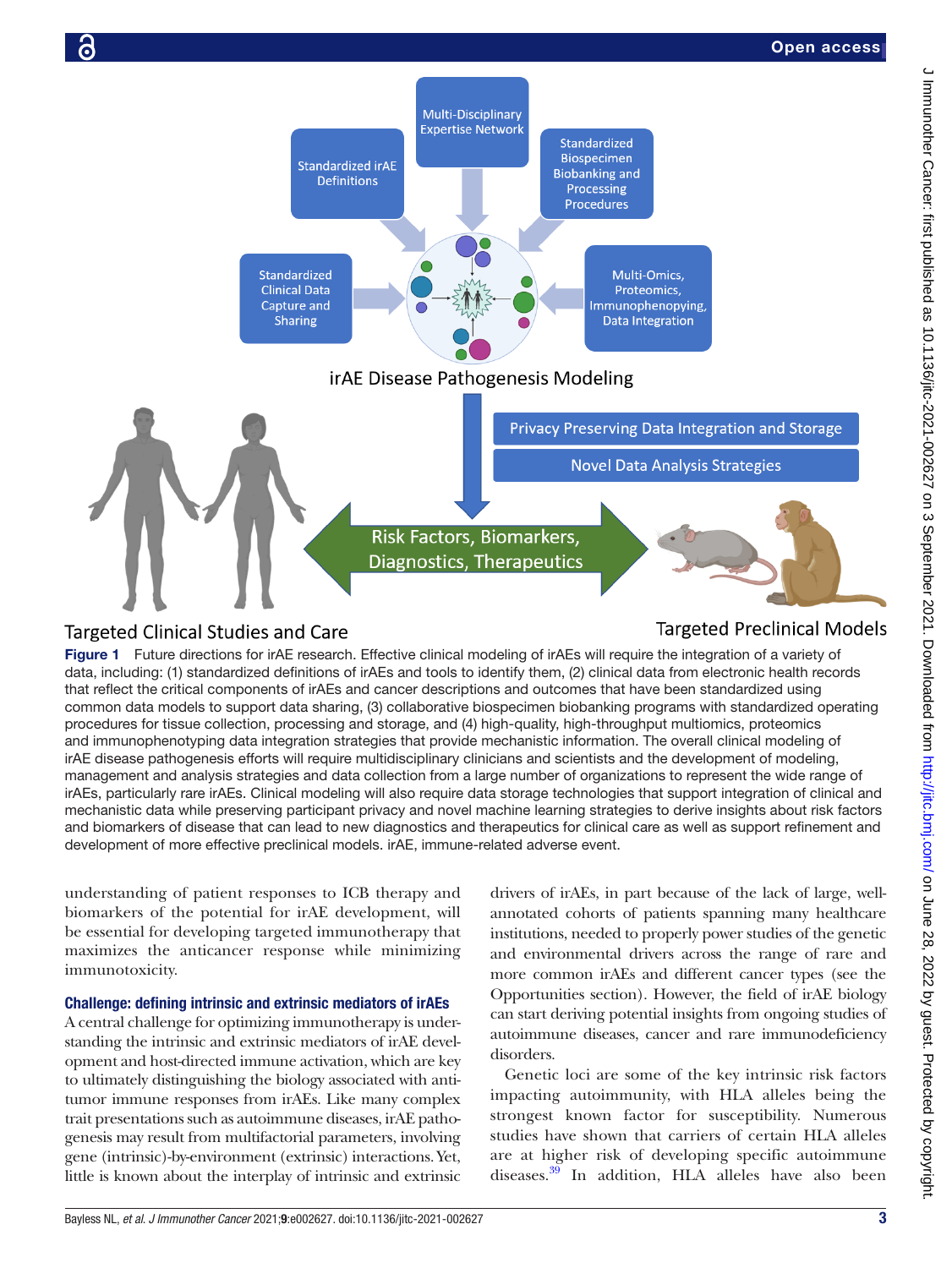Figure 1 Future directions for irAE research. Effective clinical modeling of irAEs will require the integration of a variety of data, including: (1) standardized definitions of irAEs and tools to identify them, (2) clinical data from electronic health records that reflect the critical components of irAEs and cancer descriptions and outcomes that have been standardized using common data models to support data sharing, (3) collaborative biospecimen biobanking programs with standardized operating procedures for tissue collection, processing and storage, and (4) high-quality, high-throughput multiomics, proteomics and immunophenotyping data integration strategies that provide mechanistic information. The overall clinical modeling of irAE disease pathogenesis efforts will require multidisciplinary clinicians and scientists and the development of modeling, management and analysis strategies and data collection from a large number of organizations to represent the wide range of irAEs, particularly rare irAEs. Clinical modeling will also require data storage technologies that support integration of clinical and mechanistic data while preserving participant privacy and novel machine learning strategies to derive insights about risk factors and biomarkers of disease that can lead to new diagnostics and therapeutics for clinical care as well as support refinement and development of more effective preclinical models. irAE, immune-related adverse event.

understanding of patient responses to ICB therapy and biomarkers of the potential for irAE development, will be essential for developing targeted immunotherapy that maximizes the anticancer response while minimizing immunotoxicity.

## Challenge: defining intrinsic and extrinsic mediators of irAEs

A central challenge for optimizing immunotherapy is understanding the intrinsic and extrinsic mediators of irAE development and host-directed immune activation, which are key to ultimately distinguishing the biology associated with antitumor immune responses from irAEs. Like many complex trait presentations such as autoimmune diseases, irAE pathogenesis may result from multifactorial parameters, involving gene (intrinsic)-by-environment (extrinsic) interactions. Yet, little is known about the interplay of intrinsic and extrinsic drivers of irAEs, in part because of the lack of large, well-annotated cohorts of patients spanning many healthcare institutions, needed to properly power studies of the genetic and environmental drivers across the range of rare and more common irAEs and different cancer types (see the Opportunities section). However, the field of irAE biology can start deriving potential insights from ongoing studies of autoimmune diseases, cancer and rare immunodeficiency disorders.

Genetic loci are some of the key intrinsic risk factors impacting autoimmunity, with HLA alleles being the strongest known factor for susceptibility. Numerous studies have shown that carriers of certain HLA alleles are at higher risk of developing specific autoimmune diseases.[39] In addition, HLA alleles have also been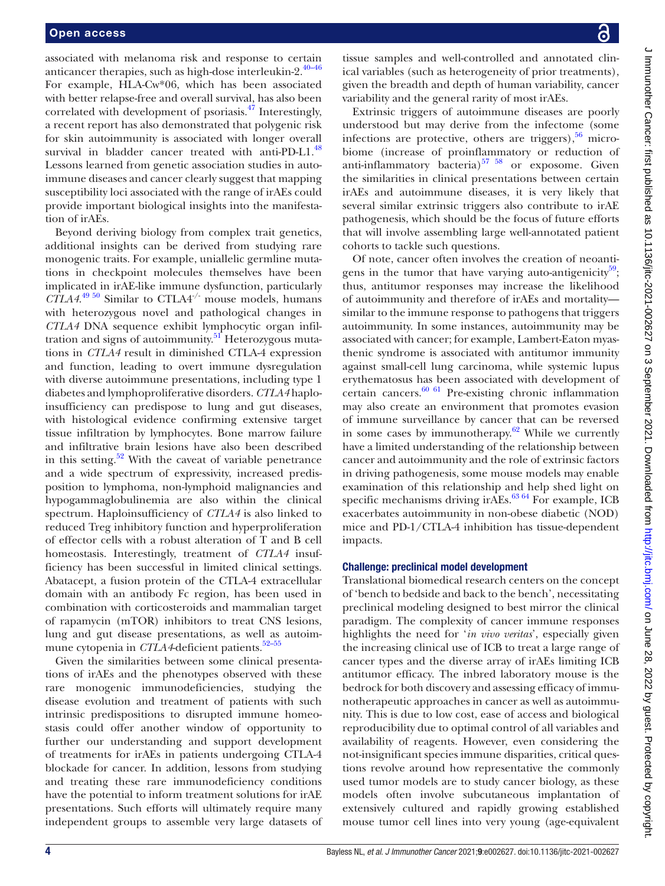associated with melanoma risk and response to certain anticancer therapies, such as high-dose interleukin-2.[40–46] For example, HLA-Cw*06, which has been associated with better relapse-free and overall survival, has also been correlated with development of psoriasis.[47] Interestingly, a recent report has also demonstrated that polygenic risk for skin autoimmunity is associated with longer overall survival in bladder cancer treated with anti-PD-L1.[48] Lessons learned from genetic association studies in autoimmune diseases and cancer clearly suggest that mapping susceptibility loci associated with the range of irAEs could provide important biological insights into the manifestation of irAEs.

Beyond deriving biology from complex trait genetics, additional insights can be derived from studying rare monogenic traits. For example, uniallelic germline mutations in checkpoint molecules themselves have been implicated in irAE-like immune dysfunction, particularly *CTLA4*.[49,50] Similar to CTLA4$^{-/-}$ mouse models, humans with heterozygous novel and pathological changes in *CTLA4* DNA sequence exhibit lymphocytic organ infiltration and signs of autoimmunity.[51] Heterozygous mutations in *CTLA4* result in diminished CTLA-4 expression and function, leading to overt immune dysregulation with diverse autoimmune presentations, including type 1 diabetes and lymphoproliferative disorders. *CTLA4* haploinsufficiency can predispose to lung and gut diseases, with histological evidence confirming extensive target tissue infiltration by lymphocytes. Bone marrow failure and infiltrative brain lesions have also been described in this setting.[52] With the caveat of variable penetrance and a wide spectrum of expressivity, increased predisposition to lymphoma, non-lymphoid malignancies and hypogammaglobulinemia are also within the clinical spectrum. Haploinsufficiency of *CTLA4* is also linked to reduced Treg inhibitory function and hyperproliferation of effector cells with a robust alteration of T and B cell homeostasis. Interestingly, treatment of *CTLA4* insufficiency has been successful in limited clinical settings. Abatacept, a fusion protein of the CTLA-4 extracellular domain with an antibody Fc region, has been used in combination with corticosteroids and mammalian target of rapamycin (mTOR) inhibitors to treat CNS lesions, lung and gut disease presentations, as well as autoimmune cytopenia in *CTLA4*-deficient patients.[52–55]

Given the similarities between some clinical presentations of irAEs and the phenotypes observed with these rare monogenic immunodeficiencies, studying the disease evolution and treatment of patients with such intrinsic predispositions to disrupted immune homeostasis could offer another window of opportunity to further our understanding and support development of treatments for irAEs in patients undergoing CTLA-4 blockade for cancer. In addition, lessons from studying and treating these rare immunodeficiency conditions have the potential to inform treatment solutions for irAE presentations. Such efforts will ultimately require many independent groups to assemble very large datasets of tissue samples and well-controlled and annotated clinical variables (such as heterogeneity of prior treatments), given the breadth and depth of human variability, cancer variability and the general rarity of most irAEs.

Extrinsic triggers of autoimmune diseases are poorly understood but may derive from the infectome (some infections are protective, others are triggers),[56] microbiome (increase of proinflammatory or reduction of anti-inflammatory bacteria)[57,58] or exposome. Given the similarities in clinical presentations between certain irAEs and autoimmune diseases, it is very likely that several similar extrinsic triggers also contribute to irAE pathogenesis, which should be the focus of future efforts that will involve assembling large well-annotated patient cohorts to tackle such questions.

Of note, cancer often involves the creation of neoantigens in the tumor that have varying auto-antigenicity[59]; thus, antitumor responses may increase the likelihood of autoimmunity and therefore of irAEs and mortality—similar to the immune response to pathogens that triggers autoimmunity. In some instances, autoimmunity may be associated with cancer; for example, Lambert-Eaton myasthenic syndrome is associated with antitumor immunity against small-cell lung carcinoma, while systemic lupus erythematosus has been associated with development of certain cancers.[60,61] Pre-existing chronic inflammation may also create an environment that promotes evasion of immune surveillance by cancer that can be reversed in some cases by immunotherapy.[62] While we currently have a limited understanding of the relationship between cancer and autoimmunity and the role of extrinsic factors in driving pathogenesis, some mouse models may enable examination of this relationship and help shed light on specific mechanisms driving irAEs.[63,64] For example, ICB exacerbates autoimmunity in non-obese diabetic (NOD) mice and PD-1/CTLA-4 inhibition has tissue-dependent impacts.

### Challenge: preclinical model development

Translational biomedical research centers on the concept of 'bench to bedside and back to the bench', necessitating preclinical modeling designed to best mirror the clinical paradigm. The complexity of cancer immune responses highlights the need for '*in vivo veritas*', especially given the increasing clinical use of ICB to treat a large range of cancer types and the diverse array of irAEs limiting ICB antitumor efficacy. The inbred laboratory mouse is the bedrock for both discovery and assessing efficacy of immunotherapeutic approaches in cancer as well as autoimmunity. This is due to low cost, ease of access and biological reproducibility due to optimal control of all variables and availability of reagents. However, even considering the not-insignificant species immune disparities, critical questions revolve around how representative the commonly used tumor models are to study cancer biology, as these models often involve subcutaneous implantation of extensively cultured and rapidly growing established mouse tumor cell lines into very young (age-equivalent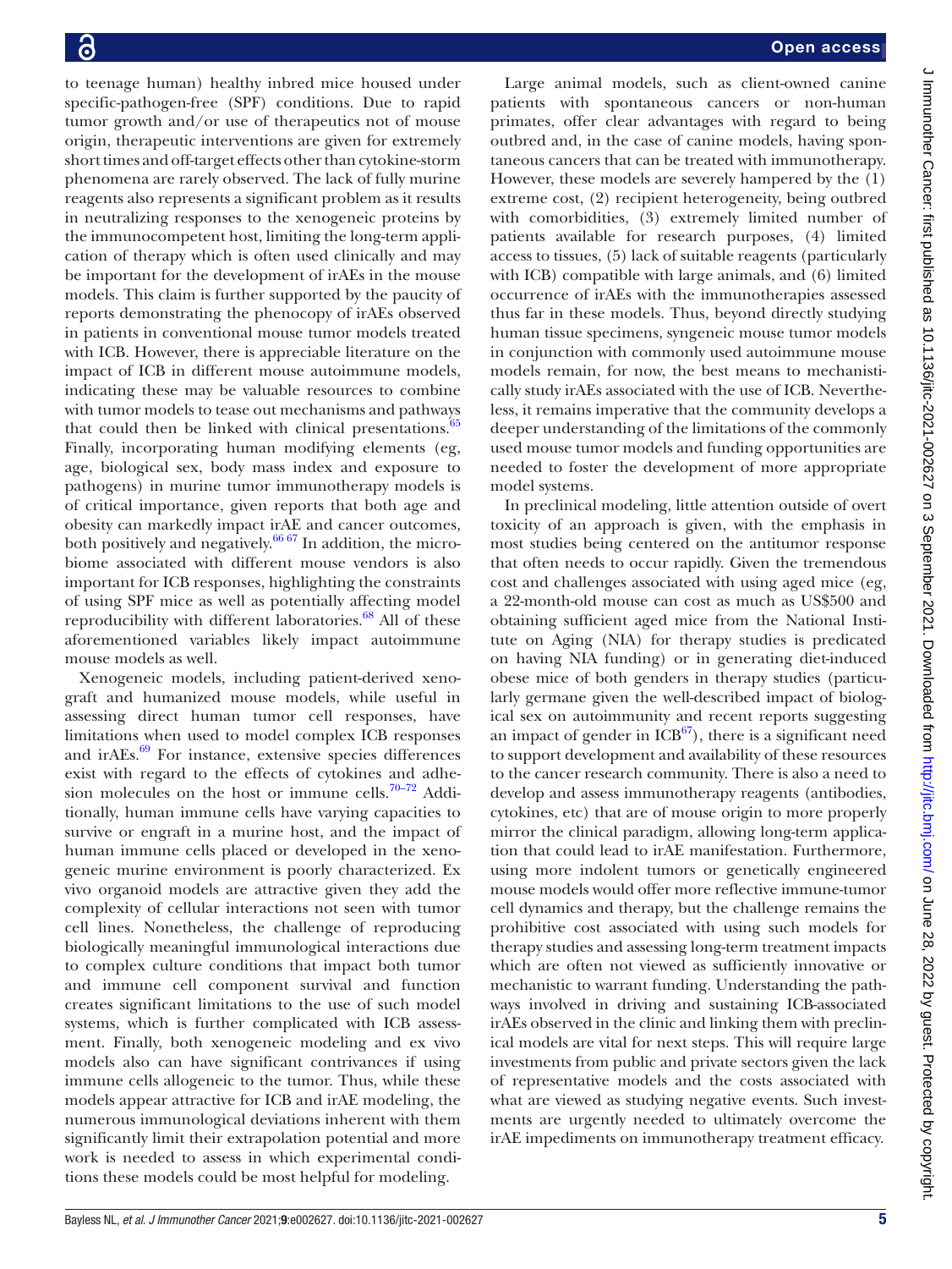to teenage human) healthy inbred mice housed under specific-pathogen-free (SPF) conditions. Due to rapid tumor growth and/or use of therapeutics not of mouse origin, therapeutic interventions are given for extremely short times and off-target effects other than cytokine-storm phenomena are rarely observed. The lack of fully murine reagents also represents a significant problem as it results in neutralizing responses to the xenogeneic proteins by the immunocompetent host, limiting the long-term application of therapy which is often used clinically and may be important for the development of irAEs in the mouse models. This claim is further supported by the paucity of reports demonstrating the phenocopy of irAEs observed in patients in conventional mouse tumor models treated with ICB. However, there is appreciable literature on the impact of ICB in different mouse autoimmune models, indicating these may be valuable resources to combine with tumor models to tease out mechanisms and pathways that could then be linked with clinical presentations.[65] Finally, incorporating human modifying elements (eg, age, biological sex, body mass index and exposure to pathogens) in murine tumor immunotherapy models is of critical importance, given reports that both age and obesity can markedly impact irAE and cancer outcomes, both positively and negatively.[66 67] In addition, the microbiome associated with different mouse vendors is also important for ICB responses, highlighting the constraints of using SPF mice as well as potentially affecting model reproducibility with different laboratories.[68] All of these aforementioned variables likely impact autoimmune mouse models as well.

Xenogeneic models, including patient-derived xenograft and humanized mouse models, while useful in assessing direct human tumor cell responses, have limitations when used to model complex ICB responses and irAEs.[69] For instance, extensive species differences exist with regard to the effects of cytokines and adhesion molecules on the host or immune cells.[70–72] Additionally, human immune cells have varying capacities to survive or engraft in a murine host, and the impact of human immune cells placed or developed in the xenogeneic murine environment is poorly characterized. Ex vivo organoid models are attractive given they add the complexity of cellular interactions not seen with tumor cell lines. Nonetheless, the challenge of reproducing biologically meaningful immunological interactions due to complex culture conditions that impact both tumor and immune cell component survival and function creates significant limitations to the use of such model systems, which is further complicated with ICB assessment. Finally, both xenogeneic modeling and ex vivo models also can have significant contrivances if using immune cells allogeneic to the tumor. Thus, while these models appear attractive for ICB and irAE modeling, the numerous immunological deviations inherent with them significantly limit their extrapolation potential and more work is needed to assess in which experimental conditions these models could be most helpful for modeling.

Large animal models, such as client-owned canine patients with spontaneous cancers or non-human primates, offer clear advantages with regard to being outbred and, in the case of canine models, having spontaneous cancers that can be treated with immunotherapy. However, these models are severely hampered by the (1) extreme cost, (2) recipient heterogeneity, being outbred with comorbidities, (3) extremely limited number of patients available for research purposes, (4) limited access to tissues, (5) lack of suitable reagents (particularly with ICB) compatible with large animals, and (6) limited occurrence of irAEs with the immunotherapies assessed thus far in these models. Thus, beyond directly studying human tissue specimens, syngeneic mouse tumor models in conjunction with commonly used autoimmune mouse models remain, for now, the best means to mechanistically study irAEs associated with the use of ICB. Nevertheless, it remains imperative that the community develops a deeper understanding of the limitations of the commonly used mouse tumor models and funding opportunities are needed to foster the development of more appropriate model systems.

In preclinical modeling, little attention outside of overt toxicity of an approach is given, with the emphasis in most studies being centered on the antitumor response that often needs to occur rapidly. Given the tremendous cost and challenges associated with using aged mice (eg, a 22-month-old mouse can cost as much as US$500 and obtaining sufficient aged mice from the National Institute on Aging (NIA) for therapy studies is predicated on having NIA funding) or in generating diet-induced obese mice of both genders in therapy studies (particularly germane given the well-described impact of biological sex on autoimmunity and recent reports suggesting an impact of gender in ICB[67]), there is a significant need to support development and availability of these resources to the cancer research community. There is also a need to develop and assess immunotherapy reagents (antibodies, cytokines, etc) that are of mouse origin to more properly mirror the clinical paradigm, allowing long-term application that could lead to irAE manifestation. Furthermore, using more indolent tumors or genetically engineered mouse models would offer more reflective immune-tumor cell dynamics and therapy, but the challenge remains the prohibitive cost associated with using such models for therapy studies and assessing long-term treatment impacts which are often not viewed as sufficiently innovative or mechanistic to warrant funding. Understanding the pathways involved in driving and sustaining ICB-associated irAEs observed in the clinic and linking them with preclinical models are vital for next steps. This will require large investments from public and private sectors given the lack of representative models and the costs associated with what are viewed as studying negative events. Such investments are urgently needed to ultimately overcome the irAE impediments on immunotherapy treatment efficacy.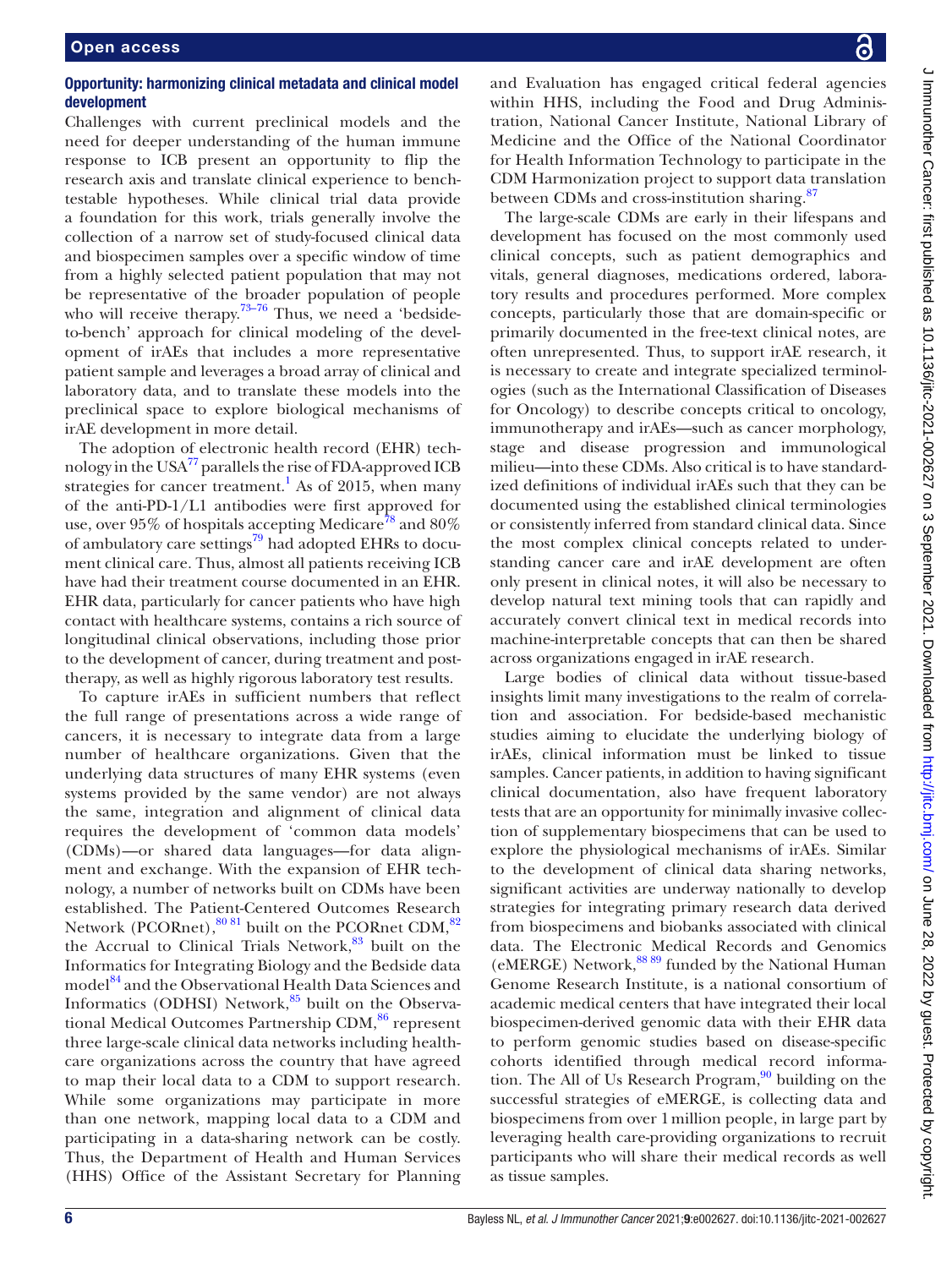## Opportunity: harmonizing clinical metadata and clinical model development

Challenges with current preclinical models and the need for deeper understanding of the human immune response to ICB present an opportunity to flip the research axis and translate clinical experience to bench-testable hypotheses. While clinical trial data provide a foundation for this work, trials generally involve the collection of a narrow set of study-focused clinical data and biospecimen samples over a specific window of time from a highly selected patient population that may not be representative of the broader population of people who will receive therapy.[73–76] Thus, we need a 'bedside-to-bench' approach for clinical modeling of the development of irAEs that includes a more representative patient sample and leverages a broad array of clinical and laboratory data, and to translate these models into the preclinical space to explore biological mechanisms of irAE development in more detail.

The adoption of electronic health record (EHR) technology in the USA[77] parallels the rise of FDA-approved ICB strategies for cancer treatment.[1] As of 2015, when many of the anti-PD-1/L1 antibodies were first approved for use, over 95% of hospitals accepting Medicare[78] and 80% of ambulatory care settings[79] had adopted EHRs to document clinical care. Thus, almost all patients receiving ICB have had their treatment course documented in an EHR. EHR data, particularly for cancer patients who have high contact with healthcare systems, contains a rich source of longitudinal clinical observations, including those prior to the development of cancer, during treatment and post-therapy, as well as highly rigorous laboratory test results.

To capture irAEs in sufficient numbers that reflect the full range of presentations across a wide range of cancers, it is necessary to integrate data from a large number of healthcare organizations. Given that the underlying data structures of many EHR systems (even systems provided by the same vendor) are not always the same, integration and alignment of clinical data requires the development of 'common data models' (CDMs)—or shared data languages—for data alignment and exchange. With the expansion of EHR technology, a number of networks built on CDMs have been established. The Patient-Centered Outcomes Research Network (PCORnet),[80,81] built on the PCORnet CDM,[82] the Accrual to Clinical Trials Network,[83] built on the Informatics for Integrating Biology and the Bedside data model[84] and the Observational Health Data Sciences and Informatics (ODHSI) Network,[85] built on the Observational Medical Outcomes Partnership CDM,[86] represent three large-scale clinical data networks including healthcare organizations across the country that have agreed to map their local data to a CDM to support research. While some organizations may participate in more than one network, mapping local data to a CDM and participating in a data-sharing network can be costly. Thus, the Department of Health and Human Services (HHS) Office of the Assistant Secretary for Planning and Evaluation has engaged critical federal agencies within HHS, including the Food and Drug Administration, National Cancer Institute, National Library of Medicine and the Office of the National Coordinator for Health Information Technology to participate in the CDM Harmonization project to support data translation between CDMs and cross-institution sharing.[87]

The large-scale CDMs are early in their lifespans and development has focused on the most commonly used clinical concepts, such as patient demographics and vitals, general diagnoses, medications ordered, laboratory results and procedures performed. More complex concepts, particularly those that are domain-specific or primarily documented in the free-text clinical notes, are often unrepresented. Thus, to support irAE research, it is necessary to create and integrate specialized terminologies (such as the International Classification of Diseases for Oncology) to describe concepts critical to oncology, immunotherapy and irAEs—such as cancer morphology, stage and disease progression and immunological milieu—into these CDMs. Also critical is to have standardized definitions of individual irAEs such that they can be documented using the established clinical terminologies or consistently inferred from standard clinical data. Since the most complex clinical concepts related to understanding cancer care and irAE development are often only present in clinical notes, it will also be necessary to develop natural text mining tools that can rapidly and accurately convert clinical text in medical records into machine-interpretable concepts that can then be shared across organizations engaged in irAE research.

Large bodies of clinical data without tissue-based insights limit many investigations to the realm of correlation and association. For bedside-based mechanistic studies aiming to elucidate the underlying biology of irAEs, clinical information must be linked to tissue samples. Cancer patients, in addition to having significant clinical documentation, also have frequent laboratory tests that are an opportunity for minimally invasive collection of supplementary biospecimens that can be used to explore the physiological mechanisms of irAEs. Similar to the development of clinical data sharing networks, significant activities are underway nationally to develop strategies for integrating primary research data derived from biospecimens and biobanks associated with clinical data. The Electronic Medical Records and Genomics (eMERGE) Network,[88,89] funded by the National Human Genome Research Institute, is a national consortium of academic medical centers that have integrated their local biospecimen-derived genomic data with their EHR data to perform genomic studies based on disease-specific cohorts identified through medical record information. The All of Us Research Program,[90] building on the successful strategies of eMERGE, is collecting data and biospecimens from over 1 million people, in large part by leveraging health care-providing organizations to recruit participants who will share their medical records as well as tissue samples.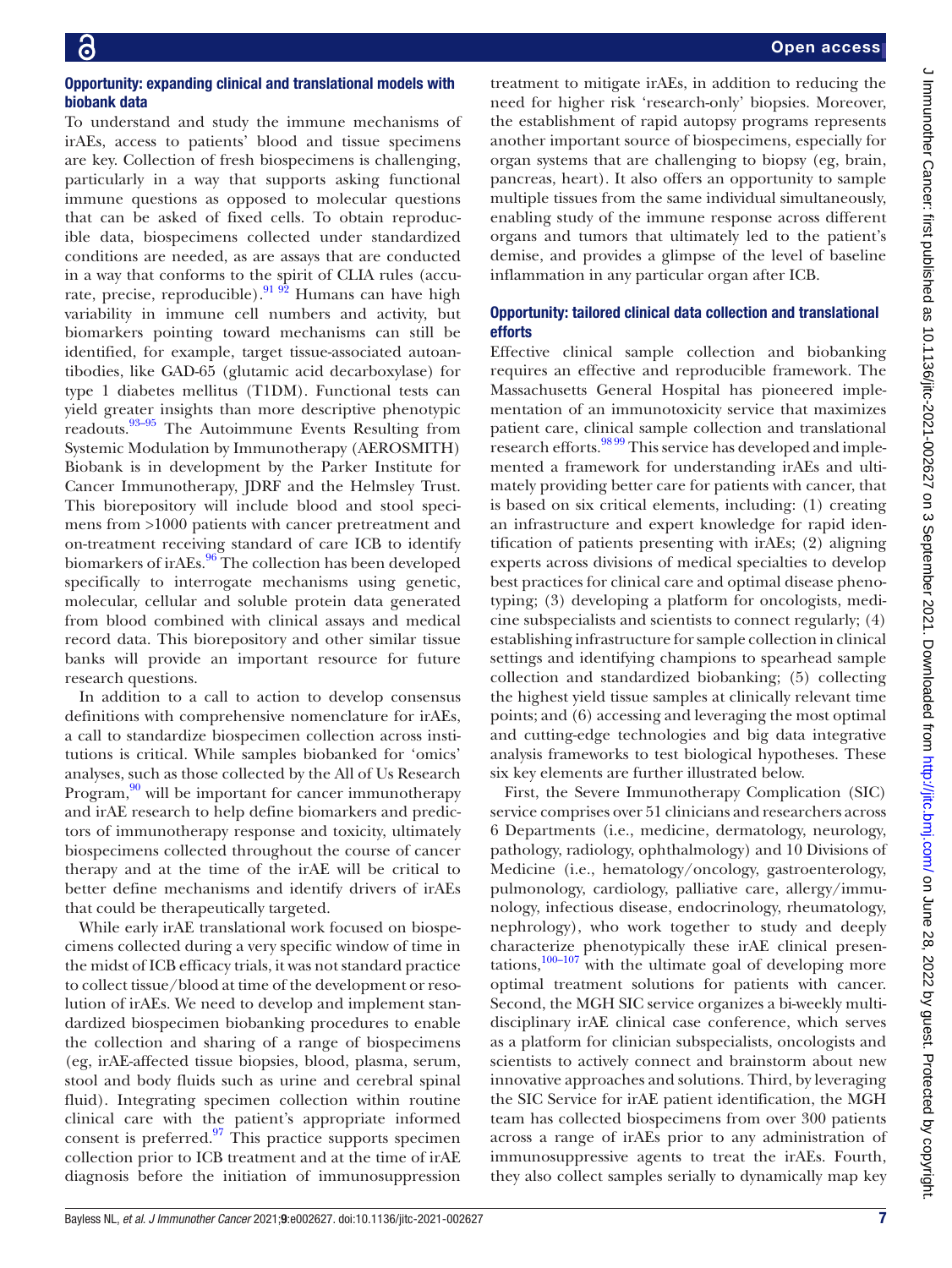### Opportunity: expanding clinical and translational models with biobank data

To understand and study the immune mechanisms of irAEs, access to patients' blood and tissue specimens are key. Collection of fresh biospecimens is challenging, particularly in a way that supports asking functional immune questions as opposed to molecular questions that can be asked of fixed cells. To obtain reproducible data, biospecimens collected under standardized conditions are needed, as are assays that are conducted in a way that conforms to the spirit of CLIA rules (accurate, precise, reproducible).[91 92] Humans can have high variability in immune cell numbers and activity, but biomarkers pointing toward mechanisms can still be identified, for example, target tissue-associated autoantibodies, like GAD-65 (glutamic acid decarboxylase) for type 1 diabetes mellitus (T1DM). Functional tests can yield greater insights than more descriptive phenotypic readouts.[93–95] The Autoimmune Events Resulting from Systemic Modulation by Immunotherapy (AEROSMITH) Biobank is in development by the Parker Institute for Cancer Immunotherapy, JDRF and the Helmsley Trust. This biorepository will include blood and stool specimens from >1000 patients with cancer pretreatment and on-treatment receiving standard of care ICB to identify biomarkers of irAEs.[96] The collection has been developed specifically to interrogate mechanisms using genetic, molecular, cellular and soluble protein data generated from blood combined with clinical assays and medical record data. This biorepository and other similar tissue banks will provide an important resource for future research questions.

In addition to a call to action to develop consensus definitions with comprehensive nomenclature for irAEs, a call to standardize biospecimen collection across institutions is critical. While samples biobanked for 'omics' analyses, such as those collected by the All of Us Research Program,[90] will be important for cancer immunotherapy and irAE research to help define biomarkers and predictors of immunotherapy response and toxicity, ultimately biospecimens collected throughout the course of cancer therapy and at the time of the irAE will be critical to better define mechanisms and identify drivers of irAEs that could be therapeutically targeted.

While early irAE translational work focused on biospecimens collected during a very specific window of time in the midst of ICB efficacy trials, it was not standard practice to collect tissue/blood at time of the development or resolution of irAEs. We need to develop and implement standardized biospecimen biobanking procedures to enable the collection and sharing of a range of biospecimens (eg, irAE-affected tissue biopsies, blood, plasma, serum, stool and body fluids such as urine and cerebral spinal fluid). Integrating specimen collection within routine clinical care with the patient's appropriate informed consent is preferred.[97] This practice supports specimen collection prior to ICB treatment and at the time of irAE diagnosis before the initiation of immunosuppression treatment to mitigate irAEs, in addition to reducing the need for higher risk 'research-only' biopsies. Moreover, the establishment of rapid autopsy programs represents another important source of biospecimens, especially for organ systems that are challenging to biopsy (eg, brain, pancreas, heart). It also offers an opportunity to sample multiple tissues from the same individual simultaneously, enabling study of the immune response across different organs and tumors that ultimately led to the patient's demise, and provides a glimpse of the level of baseline inflammation in any particular organ after ICB.

### Opportunity: tailored clinical data collection and translational efforts

Effective clinical sample collection and biobanking requires an effective and reproducible framework. The Massachusetts General Hospital has pioneered implementation of an immunotoxicity service that maximizes patient care, clinical sample collection and translational research efforts.[98 99] This service has developed and implemented a framework for understanding irAEs and ultimately providing better care for patients with cancer, that is based on six critical elements, including: (1) creating an infrastructure and expert knowledge for rapid identification of patients presenting with irAEs; (2) aligning experts across divisions of medical specialties to develop best practices for clinical care and optimal disease phenotyping; (3) developing a platform for oncologists, medicine subspecialists and scientists to connect regularly; (4) establishing infrastructure for sample collection in clinical settings and identifying champions to spearhead sample collection and standardized biobanking; (5) collecting the highest yield tissue samples at clinically relevant time points; and (6) accessing and leveraging the most optimal and cutting-edge technologies and big data integrative analysis frameworks to test biological hypotheses. These six key elements are further illustrated below.

First, the Severe Immunotherapy Complication (SIC) service comprises over 51 clinicians and researchers across 6 Departments (i.e., medicine, dermatology, neurology, pathology, radiology, ophthalmology) and 10 Divisions of Medicine (i.e., hematology/oncology, gastroenterology, pulmonology, cardiology, palliative care, allergy/immunology, infectious disease, endocrinology, rheumatology, nephrology), who work together to study and deeply characterize phenotypically these irAE clinical presentations,[100–107] with the ultimate goal of developing more optimal treatment solutions for patients with cancer. Second, the MGH SIC service organizes a bi-weekly multidisciplinary irAE clinical case conference, which serves as a platform for clinician subspecialists, oncologists and scientists to actively connect and brainstorm about new innovative approaches and solutions. Third, by leveraging the SIC Service for irAE patient identification, the MGH team has collected biospecimens from over 300 patients across a range of irAEs prior to any administration of immunosuppressive agents to treat the irAEs. Fourth, they also collect samples serially to dynamically map key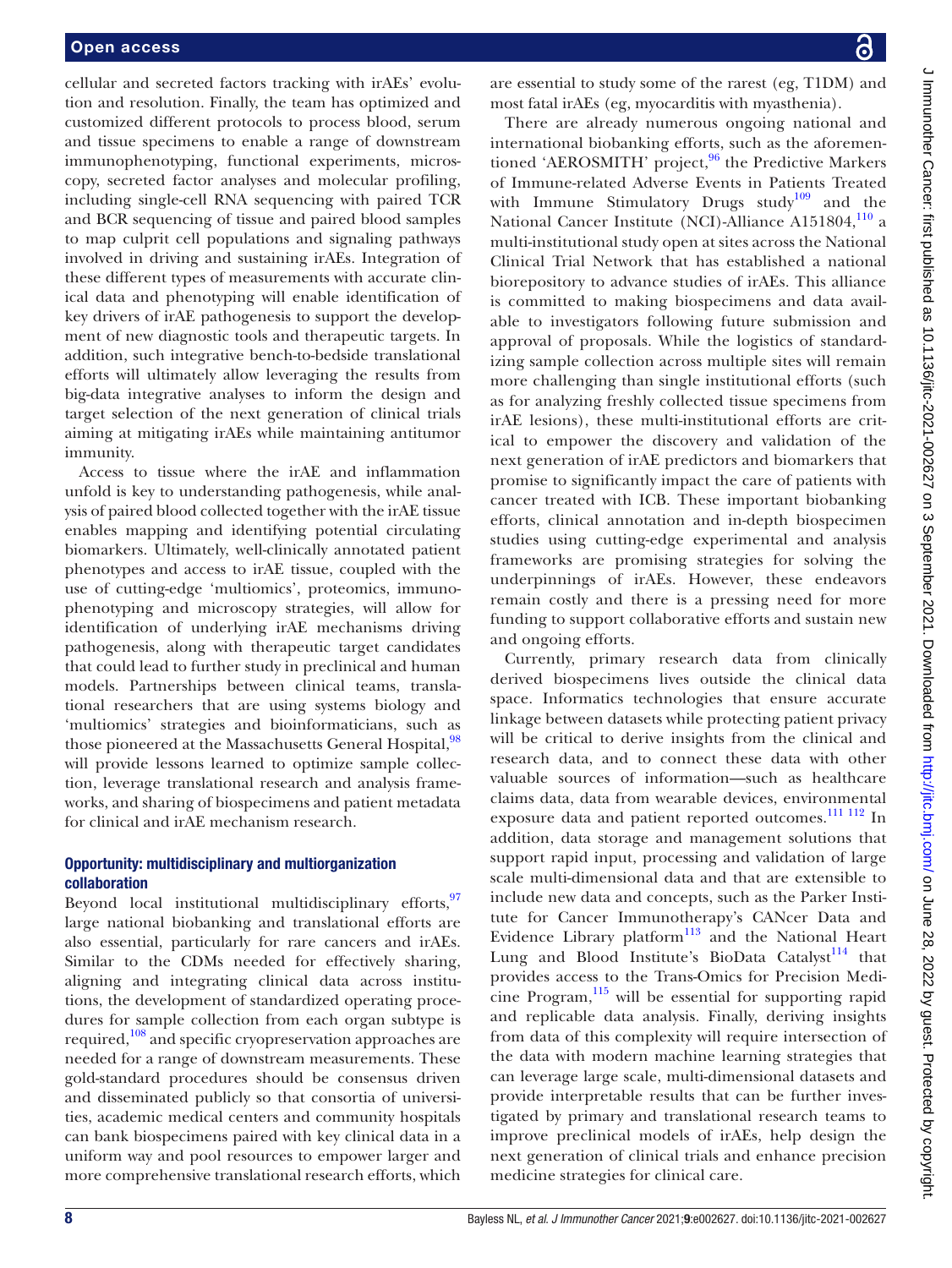cellular and secreted factors tracking with irAEs' evolution and resolution. Finally, the team has optimized and customized different protocols to process blood, serum and tissue specimens to enable a range of downstream immunophenotyping, functional experiments, microscopy, secreted factor analyses and molecular profiling, including single-cell RNA sequencing with paired TCR and BCR sequencing of tissue and paired blood samples to map culprit cell populations and signaling pathways involved in driving and sustaining irAEs. Integration of these different types of measurements with accurate clinical data and phenotyping will enable identification of key drivers of irAE pathogenesis to support the development of new diagnostic tools and therapeutic targets. In addition, such integrative bench-to-bedside translational efforts will ultimately allow leveraging the results from big-data integrative analyses to inform the design and target selection of the next generation of clinical trials aiming at mitigating irAEs while maintaining antitumor immunity.

Access to tissue where the irAE and inflammation unfold is key to understanding pathogenesis, while analysis of paired blood collected together with the irAE tissue enables mapping and identifying potential circulating biomarkers. Ultimately, well-clinically annotated patient phenotypes and access to irAE tissue, coupled with the use of cutting-edge 'multiomics', proteomics, immunophenotyping and microscopy strategies, will allow for identification of underlying irAE mechanisms driving pathogenesis, along with therapeutic target candidates that could lead to further study in preclinical and human models. Partnerships between clinical teams, translational researchers that are using systems biology and 'multiomics' strategies and bioinformaticians, such as those pioneered at the Massachusetts General Hospital,[98] will provide lessons learned to optimize sample collection, leverage translational research and analysis frameworks, and sharing of biospecimens and patient metadata for clinical and irAE mechanism research.

### Opportunity: multidisciplinary and multiorganization collaboration

Beyond local institutional multidisciplinary efforts,[97] large national biobanking and translational efforts are also essential, particularly for rare cancers and irAEs. Similar to the CDMs needed for effectively sharing, aligning and integrating clinical data across institutions, the development of standardized operating procedures for sample collection from each organ subtype is required,[108] and specific cryopreservation approaches are needed for a range of downstream measurements. These gold-standard procedures should be consensus driven and disseminated publicly so that consortia of universities, academic medical centers and community hospitals can bank biospecimens paired with key clinical data in a uniform way and pool resources to empower larger and more comprehensive translational research efforts, which are essential to study some of the rarest (eg, T1DM) and most fatal irAEs (eg, myocarditis with myasthenia).

There are already numerous ongoing national and international biobanking efforts, such as the aforementioned 'AEROSMITH' project,[96] the Predictive Markers of Immune-related Adverse Events in Patients Treated with Immune Stimulatory Drugs study[109] and the National Cancer Institute (NCI)-Alliance A151804,[110] a multi-institutional study open at sites across the National Clinical Trial Network that has established a national biorepository to advance studies of irAEs. This alliance is committed to making biospecimens and data available to investigators following future submission and approval of proposals. While the logistics of standardizing sample collection across multiple sites will remain more challenging than single institutional efforts (such as for analyzing freshly collected tissue specimens from irAE lesions), these multi-institutional efforts are critical to empower the discovery and validation of the next generation of irAE predictors and biomarkers that promise to significantly impact the care of patients with cancer treated with ICB. These important biobanking efforts, clinical annotation and in-depth biospecimen studies using cutting-edge experimental and analysis frameworks are promising strategies for solving the underpinnings of irAEs. However, these endeavors remain costly and there is a pressing need for more funding to support collaborative efforts and sustain new and ongoing efforts.

Currently, primary research data from clinically derived biospecimens lives outside the clinical data space. Informatics technologies that ensure accurate linkage between datasets while protecting patient privacy will be critical to derive insights from the clinical and research data, and to connect these data with other valuable sources of information—such as healthcare claims data, data from wearable devices, environmental exposure data and patient reported outcomes.[111 112] In addition, data storage and management solutions that support rapid input, processing and validation of large scale multi-dimensional data and that are extensible to include new data and concepts, such as the Parker Institute for Cancer Immunotherapy's CANcer Data and Evidence Library platform[113] and the National Heart Lung and Blood Institute's BioData Catalyst[114] that provides access to the Trans-Omics for Precision Medicine Program,[115] will be essential for supporting rapid and replicable data analysis. Finally, deriving insights from data of this complexity will require intersection of the data with modern machine learning strategies that can leverage large scale, multi-dimensional datasets and provide interpretable results that can be further investigated by primary and translational research teams to improve preclinical models of irAEs, help design the next generation of clinical trials and enhance precision medicine strategies for clinical care.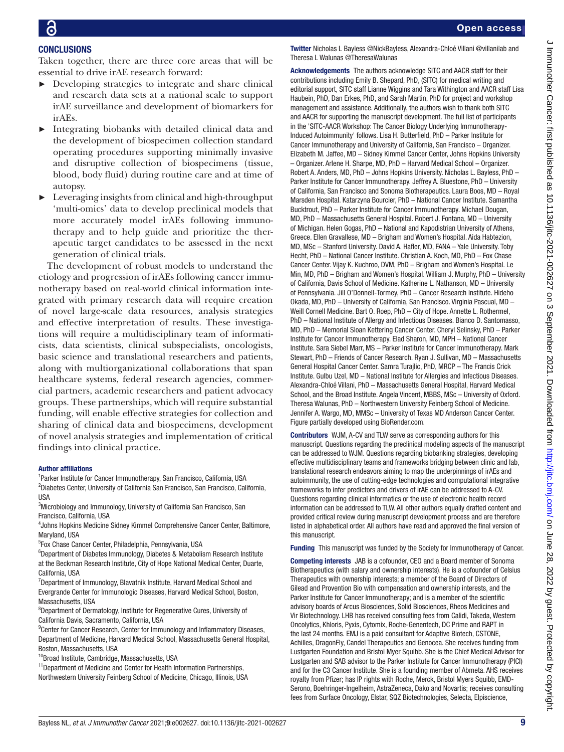## CONCLUSIONS

Taken together, there are three core areas that will be essential to drive irAE research forward:

- Developing strategies to integrate and share clinical and research data sets at a national scale to support irAE surveillance and development of biomarkers for irAEs.
- Integrating biobanks with detailed clinical data and the development of biospecimen collection standard operating procedures supporting minimally invasive and disruptive collection of biospecimens (tissue, blood, body fluid) during routine care and at time of autopsy.
- Leveraging insights from clinical and high-throughput 'multi-omics' data to develop preclinical models that more accurately model irAEs following immunotherapy and to help guide and prioritize the therapeutic target candidates to be assessed in the next generation of clinical trials.

The development of robust models to understand the etiology and progression of irAEs following cancer immunotherapy based on real-world clinical information integrated with primary research data will require creation of novel large-scale data resources, analysis strategies and effective interpretation of results. These investigations will require a multidisciplinary team of informaticists, data scientists, clinical subspecialists, oncologists, basic science and translational researchers and patients, along with multiorganizational collaborations that span healthcare systems, federal research agencies, commercial partners, academic researchers and patient advocacy groups. These partnerships, which will require substantial funding, will enable effective strategies for collection and sharing of clinical data and biospecimens, development of novel analysis strategies and implementation of critical findings into clinical practice.

#### Author affiliations

[1]Parker Institute for Cancer Immunotherapy, San Francisco, California, USA
[2]Diabetes Center, University of California San Francisco, San Francisco, California, USA
[3]Microbiology and Immunology, University of California San Francisco, San Francisco, California, USA
[4]Johns Hopkins Medicine Sidney Kimmel Comprehensive Cancer Center, Baltimore, Maryland, USA
[5]Fox Chase Cancer Center, Philadelphia, Pennsylvania, USA
[6]Department of Diabetes Immunology, Diabetes & Metabolism Research Institute at the Beckman Research Institute, City of Hope National Medical Center, Duarte, California, USA
[7]Department of Immunology, Blavatnik Institute, Harvard Medical School and Evergrande Center for Immunologic Diseases, Harvard Medical School, Boston, Massachusetts, USA
[8]Department of Dermatology, Institute for Regenerative Cures, University of California Davis, Sacramento, California, USA
[9]Center for Cancer Research, Center for Immunology and Inflammatory Diseases, Department of Medicine, Harvard Medical School, Massachusetts General Hospital, Boston, Massachusetts, USA
[10]Broad Institute, Cambridge, Massachusetts, USA
[11]Department of Medicine and Center for Health Information Partnerships, Northwestern University Feinberg School of Medicine, Chicago, Illinois, USA

**Twitter** Nicholas L Bayless @NickBayless, Alexandra-Chloé Villani @villanilab and Theresa L Walunas @TheresaWalunas

**Acknowledgements** The authors acknowledge SITC and AACR staff for their contributions including Emily B. Shepard, PhD, (SITC) for medical writing and editorial support, SITC staff Lianne Wiggins and Tara Withington and AACR staff Lisa Haubein, PhD, Dan Erkes, PhD, and Sarah Martin, PhD for project and workshop management and assistance. Additionally, the authors wish to thank both SITC and AACR for supporting the manuscript development. The full list of participants in the 'SITC-AACR Workshop: The Cancer Biology Underlying Immunotherapy-Induced Autoimmunity' follows. Lisa H. Butterfield, PhD – Parker Institute for Cancer Immunotherapy and University of California, San Francisco – Organizer. Elizabeth M. Jaffee, MD – Sidney Kimmel Cancer Center, Johns Hopkins University – Organizer. Arlene H. Sharpe, MD, PhD – Harvard Medical School – Organizer. Robert A. Anders, MD, PhD – Johns Hopkins University. Nicholas L. Bayless, PhD – Parker Institute for Cancer Immunotherapy. Jeffrey A. Bluestone, PhD – University of California, San Francisco and Sonoma Biotherapeutics. Laura Boos, MD – Royal Marsden Hospital. Katarzyna Bourcier, PhD – National Cancer Institute. Samantha Bucktrout, PhD – Parker Institute for Cancer Immunotherapy. Michael Dougan, MD, PhD – Massachusetts General Hospital. Robert J. Fontana, MD – University of Michigan. Helen Gogas, PhD – National and Kapodistrian University of Athens, Greece. Ellen Gravallese, MD – Brigham and Women's Hospital. Aida Habtezion, MD, MSc – Stanford University. David A. Hafler, MD, FANA – Yale University. Toby Hecht, PhD – National Cancer Institute. Christian A. Koch, MD, PhD – Fox Chase Cancer Center. Vijay K. Kuchroo, DVM, PhD – Brigham and Women's Hospital. Le Min, MD, PhD – Brigham and Women's Hospital. William J. Murphy, PhD – University of California, Davis School of Medicine. Katherine L. Nathanson, MD – University of Pennsylvania. Jill O'Donnell-Tormey, PhD – Cancer Research Institute. Hideho Okada, MD, PhD – University of California, San Francisco. Virginia Pascual, MD – Weill Cornell Medicine. Bart O. Roep, PhD – City of Hope. Annette L. Rothermel, PhD – National Institute of Allergy and Infectious Diseases. Bianco D. Santomasso, MD, PhD – Memorial Sloan Kettering Cancer Center. Cheryl Selinsky, PhD – Parker Institute for Cancer Immunotherapy. Elad Sharon, MD, MPH – National Cancer Institute. Sara Siebel Marr, MS – Parker Institute for Cancer Immunotherapy. Mark Stewart, PhD – Friends of Cancer Research. Ryan J. Sullivan, MD – Massachusetts General Hospital Cancer Center. Samra Turajlic, PhD, MRCP – The Francis Crick Institute. Gulbu Uzel, MD – National Institute for Allergies and Infectious Diseases. Alexandra-Chloé Villani, PhD – Massachusetts General Hospital, Harvard Medical School, and the Broad Institute. Angela Vincent, MBBS, MSc – University of Oxford. Theresa Walunas, PhD – Northwestern University Feinberg School of Medicine. Jennifer A. Wargo, MD, MMSc – University of Texas MD Anderson Cancer Center. Figure partially developed using BioRender.com.

**Contributors** WJM, A-CV and TLW serve as corresponding authors for this manuscript. Questions regarding the preclinical modeling aspects of the manuscript can be addressed to WJM. Questions regarding biobanking strategies, developing effective multidisciplinary teams and frameworks bridging between clinic and lab, translational research endeavors aiming to map the underpinnings of irAEs and autoimmunity, the use of cutting-edge technologies and computational integrative frameworks to infer predictors and drivers of irAE can be addressed to A-CV. Questions regarding clinical informatics or the use of electronic health record information can be addressed to TLW. All other authors equally drafted content and provided critical review during manuscript development process and are therefore listed in alphabetical order. All authors have read and approved the final version of this manuscript.

**Funding** This manuscript was funded by the Society for Immunotherapy of Cancer.

**Competing interests** JAB is a cofounder, CEO and a Board member of Sonoma Biotherapeutics (with salary and ownership interests). He is a cofounder of Celsius Therapeutics with ownership interests; a member of the Board of Directors of Gilead and Provention Bio with compensation and ownership interests, and the Parker Institute for Cancer Immunotherapy; and is a member of the scientific advisory boards of Arcus Biosciences, Solid Biosciences, Rheos Medicines and Vir Biotechnology. LHB has received consulting fees from Calidi, Takeda, Western Oncolytics, Khloris, Pyxis, Cytomix, Roche-Genentech, DC Prime and RAPT in the last 24 months. EMJ is a paid consultant for Adaptive Biotech, CSTONE, Achilles, DragonFly, Candel Therapeutics and Genocea. She receives funding from Lustgarten Foundation and Bristol Myer Squibb. She is the Chief Medical Advisor for Lustgarten and SAB advisor to the Parker Institute for Cancer Immunotherapy (PICI) and for the C3 Cancer Institute. She is a founding member of Abmeta. AHS receives royalty from Pfizer; has IP rights with Roche, Merck, Bristol Myers Squibb, EMD-Serono, Boehringer-Ingelheim, AstraZeneca, Dako and Novartis; receives consulting fees from Surface Oncology, Elstar, SQZ Biotechnologies, Selecta, Elpiscience,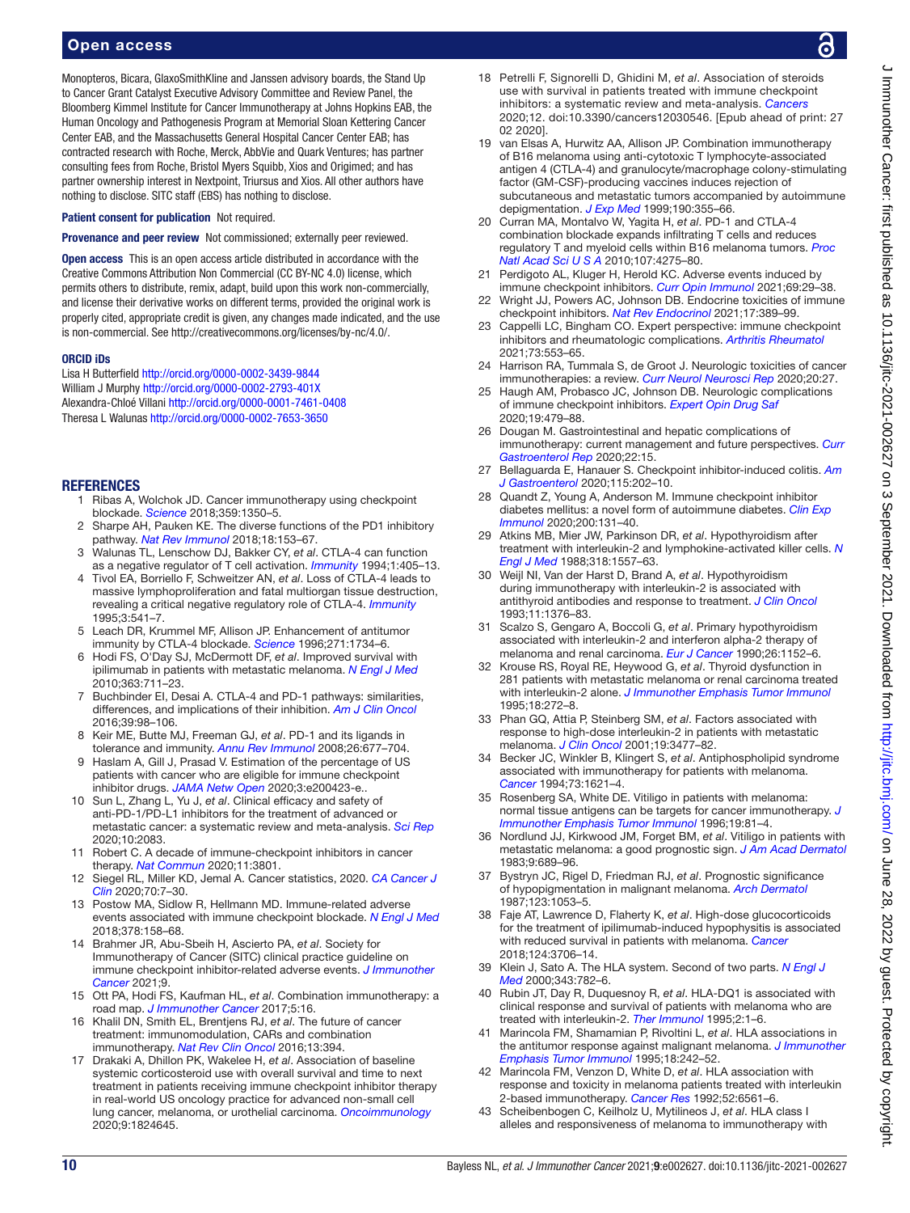Monopteros, Bicara, GlaxoSmithKline and Janssen advisory boards, the Stand Up to Cancer Grant Catalyst Executive Advisory Committee and Review Panel, the Bloomberg Kimmel Institute for Cancer Immunotherapy at Johns Hopkins EAB, the Human Oncology and Pathogenesis Program at Memorial Sloan Kettering Cancer Center EAB, and the Massachusetts General Hospital Cancer Center EAB; has contracted research with Roche, Merck, AbbVie and Quark Ventures; has partner consulting fees from Roche, Bristol Myers Squibb, Xios and Origimed; and has partner ownership interest in Nextpoint, Triursus and Xios. All other authors have nothing to disclose. SITC staff (EBS) has nothing to disclose.

**Patient consent for publication** Not required.

**Provenance and peer review** Not commissioned; externally peer reviewed.

**Open access** This is an open access article distributed in accordance with the Creative Commons Attribution Non Commercial (CC BY-NC 4.0) license, which permits others to distribute, remix, adapt, build upon this work non-commercially, and license their derivative works on different terms, provided the original work is properly cited, appropriate credit is given, any changes made indicated, and the use is non-commercial. See http://creativecommons.org/licenses/by-nc/4.0/.

**ORCID iDs**

Lisa H Butterfield http://orcid.org/0000-0002-3439-9844
William J Murphy http://orcid.org/0000-0002-2793-401X
Alexandra-Chloé Villani http://orcid.org/0000-0001-7461-0408
Theresa L Walunas http://orcid.org/0000-0002-7653-3650

## REFERENCES

1. Ribas A, Wolchok JD. Cancer immunotherapy using checkpoint blockade. *Science* 2018;359:1350–5.
2. Sharpe AH, Pauken KE. The diverse functions of the PD1 inhibitory pathway. *Nat Rev Immunol* 2018;18:153–67.
3. Walunas TL, Lenschow DJ, Bakker CY, *et al*. CTLA-4 can function as a negative regulator of T cell activation. *Immunity* 1994;1:405–13.
4. Tivol EA, Borriello F, Schweitzer AN, *et al*. Loss of CTLA-4 leads to massive lymphoproliferation and fatal multiorgan tissue destruction, revealing a critical negative regulatory role of CTLA-4. *Immunity* 1995;3:541–7.
5. Leach DR, Krummel MF, Allison JP. Enhancement of antitumor immunity by CTLA-4 blockade. *Science* 1996;271:1734–6.
6. Hodi FS, O'Day SJ, McDermott DF, *et al*. Improved survival with ipilimumab in patients with metastatic melanoma. *N Engl J Med* 2010;363:711–23.
7. Buchbinder EI, Desai A. CTLA-4 and PD-1 pathways: similarities, differences, and implications of their inhibition. *Am J Clin Oncol* 2016;39:98–106.
8. Keir ME, Butte MJ, Freeman GJ, *et al*. PD-1 and its ligands in tolerance and immunity. *Annu Rev Immunol* 2008;26:677–704.
9. Haslam A, Gill J, Prasad V. Estimation of the percentage of US patients with cancer who are eligible for immune checkpoint inhibitor drugs. *JAMA Netw Open* 2020;3:e200423-e..
10. Sun L, Zhang L, Yu J, *et al*. Clinical efficacy and safety of anti-PD-1/PD-L1 inhibitors for the treatment of advanced or metastatic cancer: a systematic review and meta-analysis. *Sci Rep* 2020;10:2083.
11. Robert C. A decade of immune-checkpoint inhibitors in cancer therapy. *Nat Commun* 2020;11:3801.
12. Siegel RL, Miller KD, Jemal A. Cancer statistics, 2020. *CA Cancer J Clin* 2020;70:7–30.
13. Postow MA, Sidlow R, Hellmann MD. Immune-related adverse events associated with immune checkpoint blockade. *N Engl J Med* 2018;378:158–68.
14. Brahmer JR, Abu-Sbeih H, Ascierto PA, *et al*. Society for Immunotherapy of Cancer (SITC) clinical practice guideline on immune checkpoint inhibitor-related adverse events. *J Immunother Cancer* 2021;9.
15. Ott PA, Hodi FS, Kaufman HL, *et al*. Combination immunotherapy: a road map. *J Immunother Cancer* 2017;5:16.
16. Khalil DN, Smith EL, Brentjens RJ, *et al*. The future of cancer treatment: immunomodulation, CARs and combination immunotherapy. *Nat Rev Clin Oncol* 2016;13:394.
17. Drakaki A, Dhillon PK, Wakelee H, *et al*. Association of baseline systemic corticosteroid use with overall survival and time to next treatment in patients receiving immune checkpoint inhibitor therapy in real-world US oncology practice for advanced non-small cell lung cancer, melanoma, or urothelial carcinoma. *Oncoimmunology* 2020;9:1824645.
18. Petrelli F, Signorelli D, Ghidini M, *et al*. Association of steroids use with survival in patients treated with immune checkpoint inhibitors: a systematic review and meta-analysis. *Cancers* 2020;12. doi:10.3390/cancers12030546. [Epub ahead of print: 27 02 2020].
19. van Elsas A, Hurwitz AA, Allison JP. Combination immunotherapy of B16 melanoma using anti-cytotoxic T lymphocyte-associated antigen 4 (CTLA-4) and granulocyte/macrophage colony-stimulating factor (GM-CSF)-producing vaccines induces rejection of subcutaneous and metastatic tumors accompanied by autoimmune depigmentation. *J Exp Med* 1999;190:355–66.
20. Curran MA, Montalvo W, Yagita H, *et al*. PD-1 and CTLA-4 combination blockade expands infiltrating T cells and reduces regulatory T and myeloid cells within B16 melanoma tumors. *Proc Natl Acad Sci U S A* 2010;107:4275–80.
21. Perdigoto AL, Kluger H, Herold KC. Adverse events induced by immune checkpoint inhibitors. *Curr Opin Immunol* 2021;69:29–38.
22. Wright JJ, Powers AC, Johnson DB. Endocrine toxicities of immune checkpoint inhibitors. *Nat Rev Endocrinol* 2021;17:389–99.
23. Cappelli LC, Bingham CO. Expert perspective: immune checkpoint inhibitors and rheumatologic complications. *Arthritis Rheumatol* 2021;73:553–65.
24. Harrison RA, Tummala S, de Groot J. Neurologic toxicities of cancer immunotherapies: a review. *Curr Neurol Neurosci Rep* 2020;20:27.
25. Haugh AM, Probasco JC, Johnson DB. Neurologic complications of immune checkpoint inhibitors. *Expert Opin Drug Saf* 2020;19:479–88.
26. Dougan M. Gastrointestinal and hepatic complications of immunotherapy: current management and future perspectives. *Curr Gastroenterol Rep* 2020;22:15.
27. Bellaguarda E, Hanauer S. Checkpoint inhibitor-induced colitis. *Am J Gastroenterol* 2020;115:202–10.
28. Quandt Z, Young A, Anderson M. Immune checkpoint inhibitor diabetes mellitus: a novel form of autoimmune diabetes. *Clin Exp Immunol* 2020;200:131–40.
29. Atkins MB, Mier JW, Parkinson DR, *et al*. Hypothyroidism after treatment with interleukin-2 and lymphokine-activated killer cells. *N Engl J Med* 1988;318:1557–63.
30. Weijl NI, Van der Harst D, Brand A, *et al*. Hypothyroidism during immunotherapy with interleukin-2 is associated with antithyroid antibodies and response to treatment. *J Clin Oncol* 1993;11:1376–83.
31. Scalzo S, Gengaro A, Boccoli G, *et al*. Primary hypothyroidism associated with interleukin-2 and interferon alpha-2 therapy of melanoma and renal carcinoma. *Eur J Cancer* 1990;26:1152–6.
32. Krouse RS, Royal RE, Heywood G, *et al*. Thyroid dysfunction in 281 patients with metastatic melanoma or renal carcinoma treated with interleukin-2 alone. *J Immunother Emphasis Tumor Immunol* 1995;18:272–8.
33. Phan GQ, Attia P, Steinberg SM, *et al*. Factors associated with response to high-dose interleukin-2 in patients with metastatic melanoma. *J Clin Oncol* 2001;19:3477–82.
34. Becker JC, Winkler B, Klingert S, *et al*. Antiphospholipid syndrome associated with immunotherapy for patients with melanoma. *Cancer* 1994;73:1621–4.
35. Rosenberg SA, White DE. Vitiligo in patients with melanoma: normal tissue antigens can be targets for cancer immunotherapy. *J Immunother Emphasis Tumor Immunol* 1996;19:81–4.
36. Nordlund JJ, Kirkwood JM, Forget BM, *et al*. Vitiligo in patients with metastatic melanoma: a good prognostic sign. *J Am Acad Dermatol* 1983;9:689–96.
37. Bystryn JC, Rigel D, Friedman RJ, *et al*. Prognostic significance of hypopigmentation in malignant melanoma. *Arch Dermatol* 1987;123:1053–5.
38. Faje AT, Lawrence D, Flaherty K, *et al*. High-dose glucocorticoids for the treatment of ipilimumab-induced hypophysitis is associated with reduced survival in patients with melanoma. *Cancer* 2018;124:3706–14.
39. Klein J, Sato A. The HLA system. Second of two parts. *N Engl J Med* 2000;343:782–6.
40. Rubin JT, Day R, Duquesnoy R, *et al*. HLA-DQ1 is associated with clinical response and survival of patients with melanoma who are treated with interleukin-2. *Ther Immunol* 1995;2:1–6.
41. Marincola FM, Shamamian P, Rivoltini L, *et al*. HLA associations in the antitumor response against malignant melanoma. *J Immunother Emphasis Tumor Immunol* 1995;18:242–52.
42. Marincola FM, Venzon D, White D, *et al*. HLA association with response and toxicity in melanoma patients treated with interleukin 2-based immunotherapy. *Cancer Res* 1992;52:6561–6.
43. Scheibenbogen C, Keilholz U, Mytilineos J, *et al*. HLA class I alleles and responsiveness of melanoma to immunotherapy with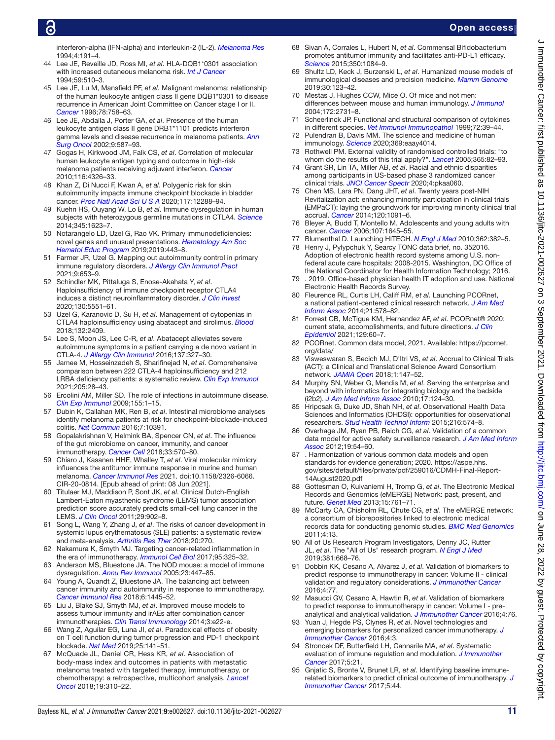interferon-alpha (IFN-alpha) and interleukin-2 (IL-2). *Melanoma Res* 1994;4:191–4.

44 Lee JE, Reveille JD, Ross MI, *et al*. HLA-DQB1*0301 association with increased cutaneous melanoma risk. *Int J Cancer* 1994;59:510–3.

45 Lee JE, Lu M, Mansfield PF, *et al*. Malignant melanoma: relationship of the human leukocyte antigen class II gene DQB1*0301 to disease recurrence in American Joint Committee on Cancer stage I or II. *Cancer* 1996;78:758–63.

46 Lee JE, Abdalla J, Porter GA, *et al*. Presence of the human leukocyte antigen class II gene DRB1*1101 predicts interferon gamma levels and disease recurrence in melanoma patients. *Ann Surg Oncol* 2002;9:587–93.

47 Gogas H, Kirkwood JM, Falk CS, *et al*. Correlation of molecular human leukocyte antigen typing and outcome in high-risk melanoma patients receiving adjuvant interferon. *Cancer* 2010;116:4326–33.

48 Khan Z, Di Nucci F, Kwan A, *et al*. Polygenic risk for skin autoimmunity impacts immune checkpoint blockade in bladder cancer. *Proc Natl Acad Sci U S A* 2020;117:12288–94.

49 Kuehn HS, Ouyang W, Lo B, *et al*. Immune dysregulation in human subjects with heterozygous germline mutations in CTLA4. *Science* 2014;345:1623–7.

50 Notarangelo LD, Uzel G, Rao VK. Primary immunodeficiencies: novel genes and unusual presentations. *Hematology Am Soc Hematol Educ Program* 2019;2019:443–8.

51 Farmer JR, Uzel G. Mapping out autoimmunity control in primary immune regulatory disorders. *J Allergy Clin Immunol Pract* 2021;9:653–9.

52 Schindler MK, Pittaluga S, Enose-Akahata Y, *et al*. Haploinsufficiency of immune checkpoint receptor CTLA4 induces a distinct neuroinflammatory disorder. *J Clin Invest* 2020;130:5551–61.

53 Uzel G, Karanovic D, Su H, *et al*. Management of cytopenias in CTLA4 haploinsufficiency using abatacept and sirolimus. *Blood* 2018;132:2409.

54 Lee S, Moon JS, Lee C-R, *et al*. Abatacept alleviates severe autoimmune symptoms in a patient carrying a de novo variant in CTLA-4. *J Allergy Clin Immunol* 2016;137:327–30.

55 Jamee M, Hosseinzadeh S, Sharifinejad N, *et al*. Comprehensive comparison between 222 CTLA-4 haploinsufficiency and 212 LRBA deficiency patients: a systematic review. *Clin Exp Immunol* 2021;205:28–43.

56 Ercolini AM, Miller SD. The role of infections in autoimmune disease. *Clin Exp Immunol* 2009;155:1–15.

57 Dubin K, Callahan MK, Ren B, *et al*. Intestinal microbiome analyses identify melanoma patients at risk for checkpoint-blockade-induced colitis. *Nat Commun* 2016;7:10391.

58 Gopalakrishnan V, Helmink BA, Spencer CN, *et al*. The influence of the gut microbiome on cancer, immunity, and cancer immunotherapy. *Cancer Cell* 2018;33:570–80.

59 Chiaro J, Kasanen HHE, Whalley T, *et al*. Viral molecular mimicry influences the antitumor immune response in murine and human melanoma. *Cancer Immunol Res* 2021. doi:10.1158/2326-6066. CIR-20-0814. [Epub ahead of print: 08 Jun 2021].

60 Titulaer MJ, Maddison P, Sont JK, *et al*. Clinical Dutch-English Lambert-Eaton myasthenic syndrome (LEMS) tumor association prediction score accurately predicts small-cell lung cancer in the LEMS. *J Clin Oncol* 2011;29:902–8.

61 Song L, Wang Y, Zhang J, *et al*. The risks of cancer development in systemic lupus erythematosus (SLE) patients: a systematic review and meta-analysis. *Arthritis Res Ther* 2018;20:270.

62 Nakamura K, Smyth MJ. Targeting cancer-related inflammation in the era of immunotherapy. *Immunol Cell Biol* 2017;95:325–32.

63 Anderson MS, Bluestone JA. The NOD mouse: a model of immune dysregulation. *Annu Rev Immunol* 2005;23:447–85.

64 Young A, Quandt Z, Bluestone JA. The balancing act between cancer immunity and autoimmunity in response to immunotherapy. *Cancer Immunol Res* 2018;6:1445–52.

65 Liu J, Blake SJ, Smyth MJ, *et al*. Improved mouse models to assess tumour immunity and irAEs after combination cancer immunotherapies. *Clin Transl Immunology* 2014;3:e22-e.

66 Wang Z, Aguilar EG, Luna JI, *et al*. Paradoxical effects of obesity on T cell function during tumor progression and PD-1 checkpoint blockade. *Nat Med* 2019;25:141–51.

67 McQuade JL, Daniel CR, Hess KR, *et al*. Association of body-mass index and outcomes in patients with metastatic melanoma treated with targeted therapy, immunotherapy, or chemotherapy: a retrospective, multicohort analysis. *Lancet Oncol* 2018;19:310–22.

68 Sivan A, Corrales L, Hubert N, *et al*. Commensal Bifidobacterium promotes antitumor immunity and facilitates anti-PD-L1 efficacy. *Science* 2015;350:1084–9.

69 Shultz LD, Keck J, Burzenski L, *et al*. Humanized mouse models of immunological diseases and precision medicine. *Mamm Genome* 2019;30:123–42.

70 Mestas J, Hughes CCW, Mice O. Of mice and not men: differences between mouse and human immunology. *J Immunol* 2004;172:2731–8.

71 Scheerlinck JP. Functional and structural comparison of cytokines in different species. *Vet Immunol Immunopathol* 1999;72:39–44.

72 Pulendran B, Davis MM. The science and medicine of human immunology. *Science* 2020;369:eaay4014.

73 Rothwell PM. External validity of randomised controlled trials: "to whom do the results of this trial apply?". *Lancet* 2005;365:82–93.

74 Grant SR, Lin TA, Miller AB, *et al*. Racial and ethnic disparities among participants in US-based phase 3 randomized cancer clinical trials. *JNCI Cancer Spectr* 2020;4:pkaa060.

75 Chen MS, Lara PN, Dang JHT, *et al*. Twenty years post-NIH Revitalization act: enhancing minority participation in clinical trials (EMPaCT): laying the groundwork for improving minority clinical trial accrual. *Cancer* 2014;120:1091–6.

76 Bleyer A, Budd T, Montello M. Adolescents and young adults with cancer. *Cancer* 2006;107:1645–55.

77 Blumenthal D. Launching HITECH. *N Engl J Med* 2010;362:382–5.

78 Henry J, Pylypchuk Y, Searcy TONC data brief, no. 352016. Adoption of electronic health record systems among U.S. non-federal acute care hospitals: 2008-2015. Washington, DC Office of the National Coordinator for Health Information Technology; 2016.

79 . 2019. Office-based physician health IT adoption and use. National Electronic Health Records Survey.

80 Fleurence RL, Curtis LH, Califf RM, *et al*. Launching PCORnet, a national patient-centered clinical research network. *J Am Med Inform Assoc* 2014;21:578–82.

81 Forrest CB, McTigue KM, Hernandez AF, *et al*. PCORnet® 2020: current state, accomplishments, and future directions. *J Clin Epidemiol* 2021;129:60–7.

82 PCORnet. Common data model, 2021. Available: https://pcornet.org/data/

83 Visweswaran S, Becich MJ, D'Itri VS, *et al*. Accrual to Clinical Trials (ACT): a Clinical and Translational Science Award Consortium network. *JAMIA Open* 2018;1:147–52.

84 Murphy SN, Weber G, Mendis M, *et al*. Serving the enterprise and beyond with informatics for integrating biology and the bedside (i2b2). *J Am Med Inform Assoc* 2010;17:124–30.

85 Hripcsak G, Duke JD, Shah NH, *et al*. Observational Health Data Sciences and Informatics (OHDSI): opportunities for observational researchers. *Stud Health Technol Inform* 2015;216:574–8.

86 Overhage JM, Ryan PB, Reich CG, *et al*. Validation of a common data model for active safety surveillance research. *J Am Med Inform Assoc* 2012;19:54–60.

87 . Harmonization of various common data models and open standards for evidence generation; 2020. https://aspe.hhs.gov/sites/default/files/private/pdf/259016/CDMH-Final-Report-14August2020.pdf

88 Gottesman O, Kuivaniemi H, Tromp G, *et al*. The Electronic Medical Records and Genomics (eMERGE) Network: past, present, and future. *Genet Med* 2013;15:761–71.

89 McCarty CA, Chisholm RL, Chute CG, *et al*. The eMERGE network: a consortium of biorepositories linked to electronic medical records data for conducting genomic studies. *BMC Med Genomics* 2011;4:13.

90 All of Us Research Program Investigators, Denny JC, Rutter JL, *et al*. The "All of Us" research program. *N Engl J Med* 2019;381:668–76.

91 Dobbin KK, Cesano A, Alvarez J, *et al*. Validation of biomarkers to predict response to immunotherapy in cancer: Volume II - clinical validation and regulatory considerations. *J Immunother Cancer* 2016;4:77.

92 Masucci GV, Cesano A, Hawtin R, *et al*. Validation of biomarkers to predict response to immunotherapy in cancer: Volume I - pre-analytical and analytical validation. *J Immunother Cancer* 2016;4:76.

93 Yuan J, Hegde PS, Clynes R, *et al*. Novel technologies and emerging biomarkers for personalized cancer immunotherapy. *J Immunother Cancer* 2016;4:3.

94 Stroncek DF, Butterfield LH, Cannarile MA, *et al*. Systematic evaluation of immune regulation and modulation. *J Immunother Cancer* 2017;5:21.

95 Gnjatic S, Bronte V, Brunet LR, *et al*. Identifying baseline immune-related biomarkers to predict clinical outcome of immunotherapy. *J Immunother Cancer* 2017;5:44.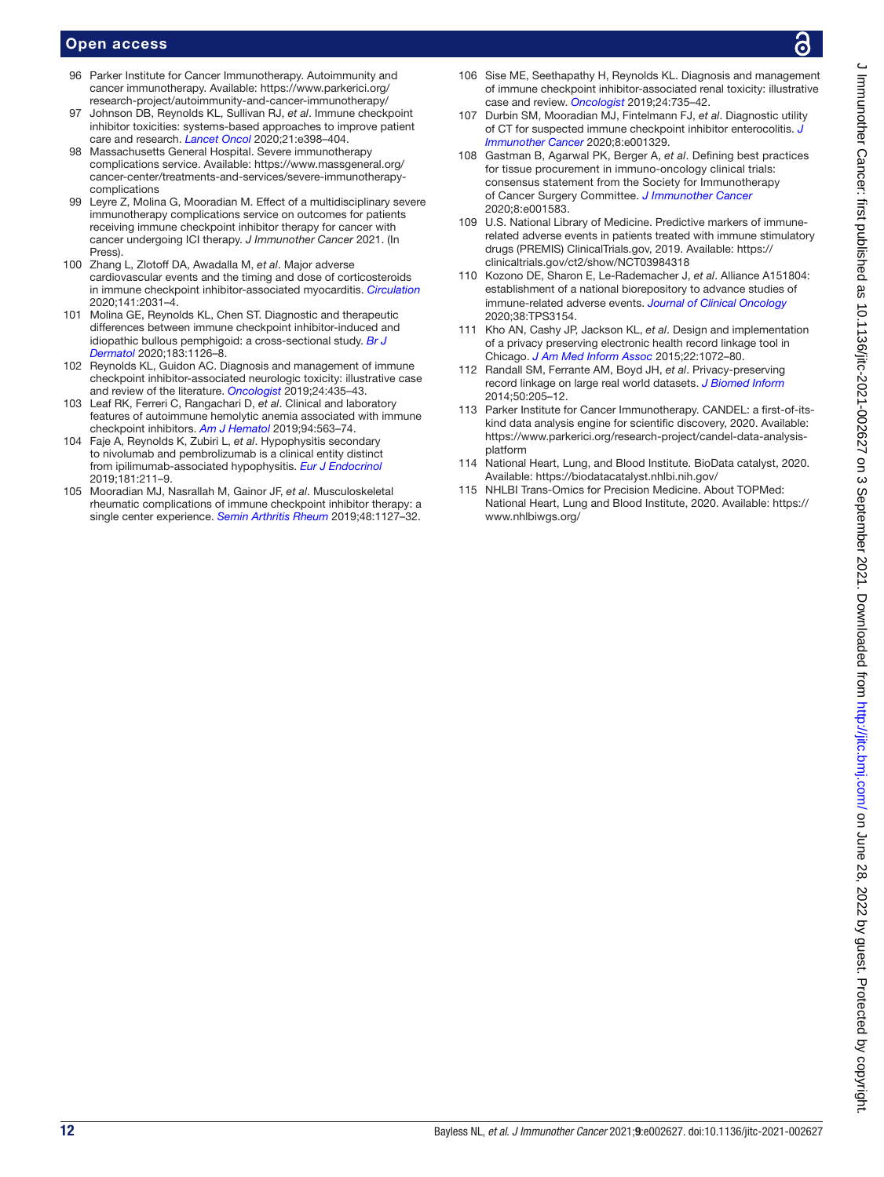96 Parker Institute for Cancer Immunotherapy. Autoimmunity and cancer immunotherapy. Available: https://www.parkerici.org/research-project/autoimmunity-and-cancer-immunotherapy/

97 Johnson DB, Reynolds KL, Sullivan RJ, *et al*. Immune checkpoint inhibitor toxicities: systems-based approaches to improve patient care and research. *Lancet Oncol* 2020;21:e398–404.

98 Massachusetts General Hospital. Severe immunotherapy complications service. Available: https://www.massgeneral.org/cancer-center/treatments-and-services/severe-immunotherapy-complications

99 Leyre Z, Molina G, Mooradian M. Effect of a multidisciplinary severe immunotherapy complications service on outcomes for patients receiving immune checkpoint inhibitor therapy for cancer with cancer undergoing ICI therapy. *J Immunother Cancer* 2021. (In Press).

100 Zhang L, Zlotoff DA, Awadalla M, *et al*. Major adverse cardiovascular events and the timing and dose of corticosteroids in immune checkpoint inhibitor-associated myocarditis. *Circulation* 2020;141:2031–4.

101 Molina GE, Reynolds KL, Chen ST. Diagnostic and therapeutic differences between immune checkpoint inhibitor-induced and idiopathic bullous pemphigoid: a cross-sectional study. *Br J Dermatol* 2020;183:1126–8.

102 Reynolds KL, Guidon AC. Diagnosis and management of immune checkpoint inhibitor-associated neurologic toxicity: illustrative case and review of the literature. *Oncologist* 2019;24:435–43.

103 Leaf RK, Ferreri C, Rangachari D, *et al*. Clinical and laboratory features of autoimmune hemolytic anemia associated with immune checkpoint inhibitors. *Am J Hematol* 2019;94:563–74.

104 Faje A, Reynolds K, Zubiri L, *et al*. Hypophysitis secondary to nivolumab and pembrolizumab is a clinical entity distinct from ipilimumab-associated hypophysitis. *Eur J Endocrinol* 2019;181:211–9.

105 Mooradian MJ, Nasrallah M, Gainor JF, *et al*. Musculoskeletal rheumatic complications of immune checkpoint inhibitor therapy: a single center experience. *Semin Arthritis Rheum* 2019;48:1127–32.

106 Sise ME, Seethapathy H, Reynolds KL. Diagnosis and management of immune checkpoint inhibitor-associated renal toxicity: illustrative case and review. *Oncologist* 2019;24:735–42.

107 Durbin SM, Mooradian MJ, Fintelmann FJ, *et al*. Diagnostic utility of CT for suspected immune checkpoint inhibitor enterocolitis. *J Immunother Cancer* 2020;8:e001329.

108 Gastman B, Agarwal PK, Berger A, *et al*. Defining best practices for tissue procurement in immuno-oncology clinical trials: consensus statement from the Society for Immunotherapy of Cancer Surgery Committee. *J Immunother Cancer* 2020;8:e001583.

109 U.S. National Library of Medicine. Predictive markers of immune-related adverse events in patients treated with immune stimulatory drugs (PREMIS) ClinicalTrials.gov, 2019. Available: https://clinicaltrials.gov/ct2/show/NCT03984318

110 Kozono DE, Sharon E, Le-Rademacher J, *et al*. Alliance A151804: establishment of a national biorepository to advance studies of immune-related adverse events. *Journal of Clinical Oncology* 2020;38:TPS3154.

111 Kho AN, Cashy JP, Jackson KL, *et al*. Design and implementation of a privacy preserving electronic health record linkage tool in Chicago. *J Am Med Inform Assoc* 2015;22:1072–80.

112 Randall SM, Ferrante AM, Boyd JH, *et al*. Privacy-preserving record linkage on large real world datasets. *J Biomed Inform* 2014;50:205–12.

113 Parker Institute for Cancer Immunotherapy. CANDEL: a first-of-its-kind data analysis engine for scientific discovery, 2020. Available: https://www.parkerici.org/research-project/candel-data-analysis-platform

114 National Heart, Lung, and Blood Institute. BioData catalyst, 2020. Available: https://biodatacatalyst.nhlbi.nih.gov/

115 NHLBI Trans-Omics for Precision Medicine. About TOPMed: National Heart, Lung and Blood Institute, 2020. Available: https://www.nhlbiwgs.org/